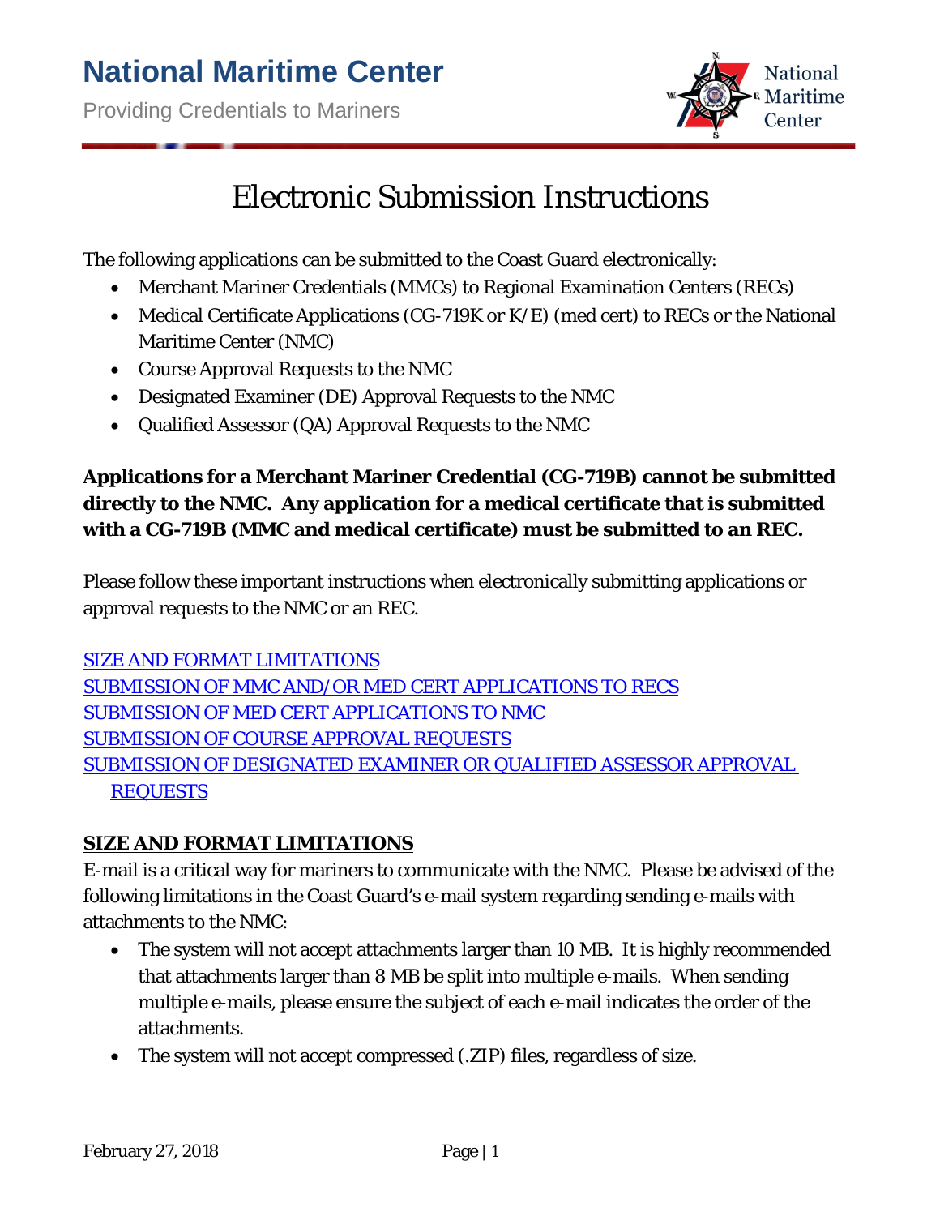# National Maritime Center

Providing Credentials to Mariners

## Electronic Submission Instructions

The following applications can be submitted to the Coast Guard electronically:

- Merchant Mariner Credentials (MMCs) to Regional Examination Centers (RECs)
- Medical Certificate Applications (CG-719K or K/E) (med cert) to RECs or the National Maritime Center (NMC)
- Course Approval Requests to the NMC
- Designated Examiner (DE) Approval Requests to the NMC
- Qualified Assessor (QA) Approval Requests to the NMC

**Applications for a Merchant Mariner Credential (CG-719B) cannot be submitted directly to the NMC. Any application for a medical certificate that is submitted with a CG-719B (MMC and medical certificate) must be submitted to an REC.**

Please follow these important instructions when electronically submitting applications or approval requests to the NMC or an REC.

SIZE AND FORMAT LIMITATIONS
SUBMISSION OF MMC AND/OR MED CERT APPLICATIONS TO RECS
SUBMISSION OF MED CERT APPLICATIONS TO NMC
SUBMISSION OF COURSE APPROVAL REQUESTS
SUBMISSION OF DESIGNATED EXAMINER OR QUALIFIED ASSESSOR APPROVAL REQUESTS

### SIZE AND FORMAT LIMITATIONS

E-mail is a critical way for mariners to communicate with the NMC. Please be advised of the following limitations in the Coast Guard's e-mail system regarding sending e-mails with attachments to the NMC:

- The system will not accept attachments larger than 10 MB. It is highly recommended that attachments larger than 8 MB be split into multiple e-mails. When sending multiple e-mails, please ensure the subject of each e-mail indicates the order of the attachments.
- The system will not accept compressed (.ZIP) files, regardless of size.

February 27, 2018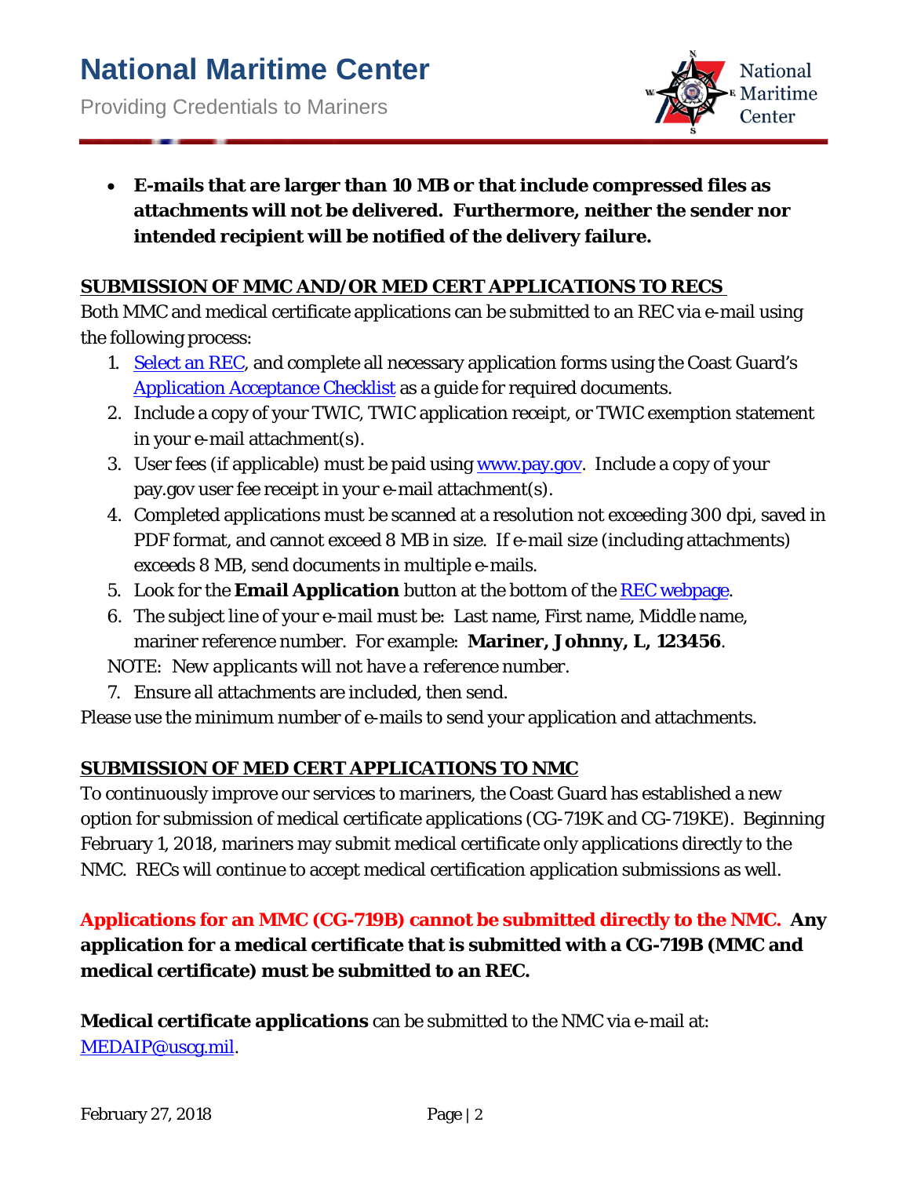- **E-mails that are larger than 10 MB or that include compressed files as attachments will not be delivered. Furthermore, neither the sender nor intended recipient will be notified of the delivery failure.**

## SUBMISSION OF MMC AND/OR MED CERT APPLICATIONS TO RECS

Both MMC and medical certificate applications can be submitted to an REC via e-mail using the following process:

1. Select an REC, and complete all necessary application forms using the Coast Guard's Application Acceptance Checklist as a guide for required documents.
2. Include a copy of your TWIC, TWIC application receipt, or TWIC exemption statement in your e-mail attachment(s).
3. User fees (if applicable) must be paid using www.pay.gov. Include a copy of your pay.gov user fee receipt in your e-mail attachment(s).
4. Completed applications must be scanned at a resolution not exceeding 300 dpi, saved in PDF format, and cannot exceed 8 MB in size. If e-mail size (including attachments) exceeds 8 MB, send documents in multiple e-mails.
5. Look for the **Email Application** button at the bottom of the REC webpage.
6. The subject line of your e-mail must be: Last name, First name, Middle name, mariner reference number. For example: **Mariner, Johnny, L, 123456**.

NOTE: *New applicants will not have a reference number.*

7. Ensure all attachments are included, then send.

Please use the minimum number of e-mails to send your application and attachments.

## SUBMISSION OF MED CERT APPLICATIONS TO NMC

To continuously improve our services to mariners, the Coast Guard has established a new option for submission of medical certificate applications (CG-719K and CG-719KE). Beginning February 1, 2018, mariners may submit medical certificate only applications directly to the NMC. RECs will continue to accept medical certification application submissions as well.

**Applications for an MMC (CG-719B) cannot be submitted directly to the NMC. Any application for a medical certificate that is submitted with a CG-719B (MMC and medical certificate) must be submitted to an REC.**

**Medical certificate applications** can be submitted to the NMC via e-mail at: MEDAIP@uscg.mil.

February 27, 2018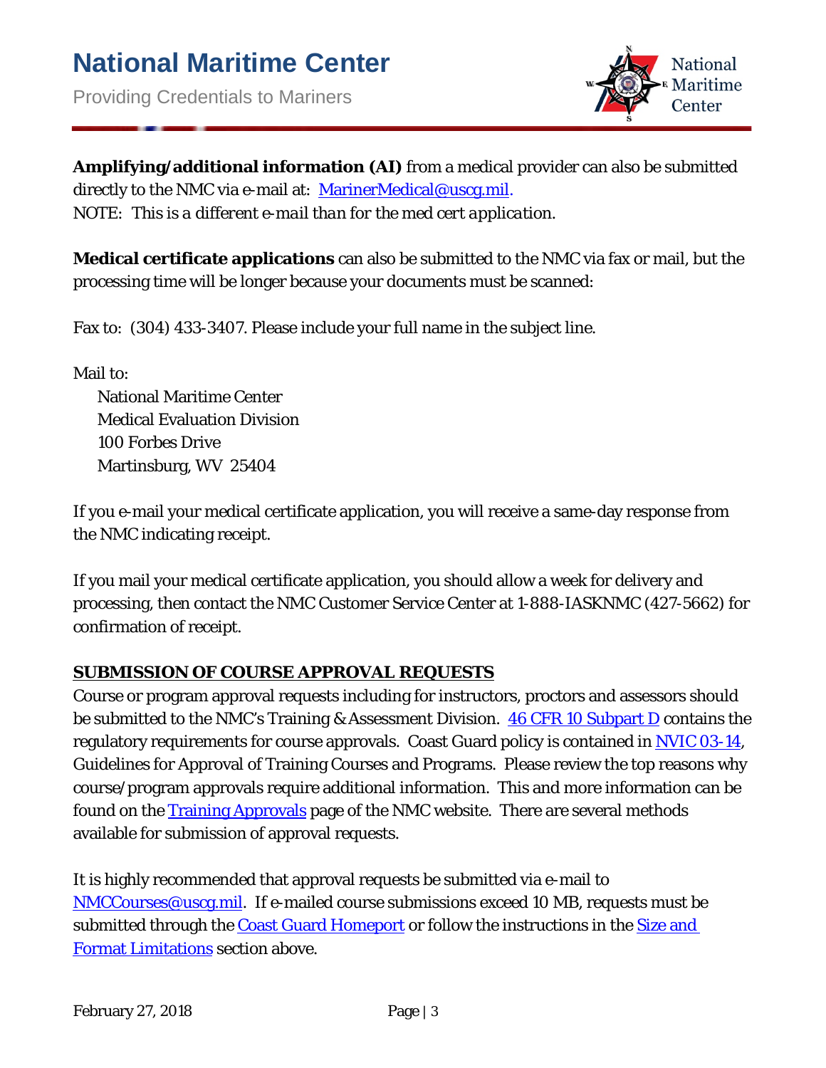**Amplifying/additional information (AI)** from a medical provider can also be submitted directly to the NMC via e-mail at: [MarinerMedical@uscg.mil](mailto:MarinerMedical@uscg.mil).
NOTE: *This is a different e-mail than for the med cert application.*

**Medical certificate applications** can also be submitted to the NMC via fax or mail, but the processing time will be longer because your documents must be scanned:

Fax to: (304) 433-3407. Please include your full name in the subject line.

Mail to:
National Maritime Center
Medical Evaluation Division
100 Forbes Drive
Martinsburg, WV 25404

If you e-mail your medical certificate application, you will receive a same-day response from the NMC indicating receipt.

If you mail your medical certificate application, you should allow a week for delivery and processing, then contact the NMC Customer Service Center at 1-888-IASKNMC (427-5662) for confirmation of receipt.

## SUBMISSION OF COURSE APPROVAL REQUESTS

Course or program approval requests including for instructors, proctors and assessors should be submitted to the NMC's Training & Assessment Division. 46 CFR 10 Subpart D contains the regulatory requirements for course approvals. Coast Guard policy is contained in NVIC 03-14, Guidelines for Approval of Training Courses and Programs. Please review the top reasons why course/program approvals require additional information. This and more information can be found on the Training Approvals page of the NMC website. There are several methods available for submission of approval requests.

It is highly recommended that approval requests be submitted via e-mail to [NMCCourses@uscg.mil](mailto:NMCCourses@uscg.mil). If e-mailed course submissions exceed 10 MB, requests must be submitted through the Coast Guard Homeport or follow the instructions in the Size and Format Limitations section above.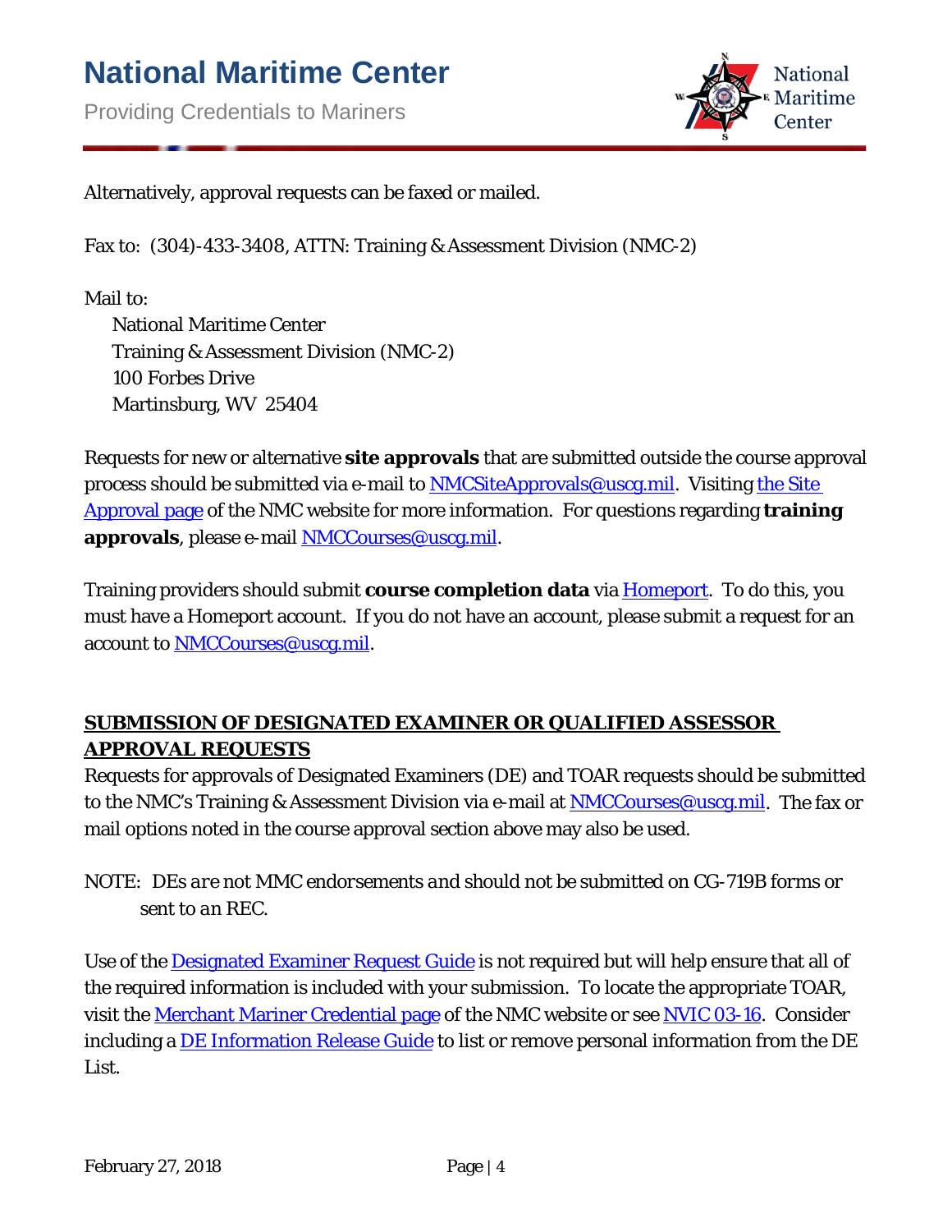Alternatively, approval requests can be faxed or mailed.

Fax to: (304)-433-3408, ATTN: Training & Assessment Division (NMC-2)

Mail to:

National Maritime Center
Training & Assessment Division (NMC-2)
100 Forbes Drive
Martinsburg, WV 25404

Requests for new or alternative **site approvals** that are submitted outside the course approval process should be submitted via e-mail to [NMCSiteApprovals@uscg.mil](mailto:NMCSiteApprovals@uscg.mil). Visiting [the Site Approval page](#) of the NMC website for more information. For questions regarding **training approvals**, please e-mail [NMCCourses@uscg.mil](mailto:NMCCourses@uscg.mil).

Training providers should submit **course completion data** via [Homeport](#). To do this, you must have a Homeport account. If you do not have an account, please submit a request for an account to [NMCCourses@uscg.mil](mailto:NMCCourses@uscg.mil).

## SUBMISSION OF DESIGNATED EXAMINER OR QUALIFIED ASSESSOR APPROVAL REQUESTS

Requests for approvals of Designated Examiners (DE) and TOAR requests should be submitted to the NMC's Training & Assessment Division via e-mail at [NMCCourses@uscg.mil](mailto:NMCCourses@uscg.mil). The fax or mail options noted in the course approval section above may also be used.

NOTE: *DEs are not MMC endorsements and should not be submitted on CG-719B forms or sent to an REC.*

Use of the [Designated Examiner Request Guide](#) is not required but will help ensure that all of the required information is included with your submission. To locate the appropriate TOAR, visit the [Merchant Mariner Credential page](#) of the NMC website or see [NVIC 03-16](#). Consider including a [DE Information Release Guide](#) to list or remove personal information from the DE List.

February 27, 2018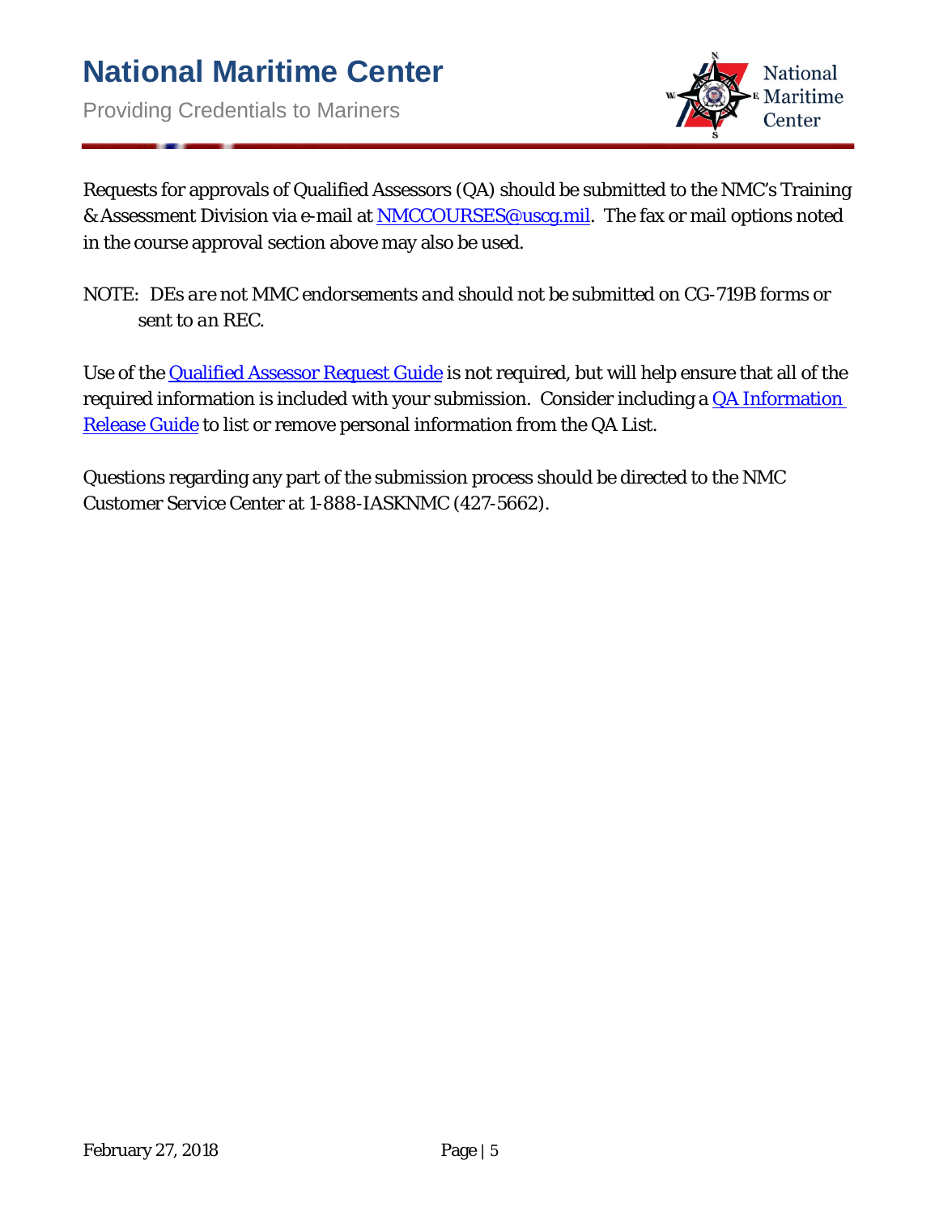Requests for approvals of Qualified Assessors (QA) should be submitted to the NMC's Training & Assessment Division via e-mail at [NMCCOURSES@uscg.mil](mailto:NMCCOURSES@uscg.mil). The fax or mail options noted in the course approval section above may also be used.

NOTE: *DEs are not MMC endorsements and should not be submitted on CG-719B forms or sent to an REC.*

Use of the Qualified Assessor Request Guide is not required, but will help ensure that all of the required information is included with your submission. Consider including a QA Information Release Guide to list or remove personal information from the QA List.

Questions regarding any part of the submission process should be directed to the NMC Customer Service Center at 1-888-IASKNMC (427-5662).